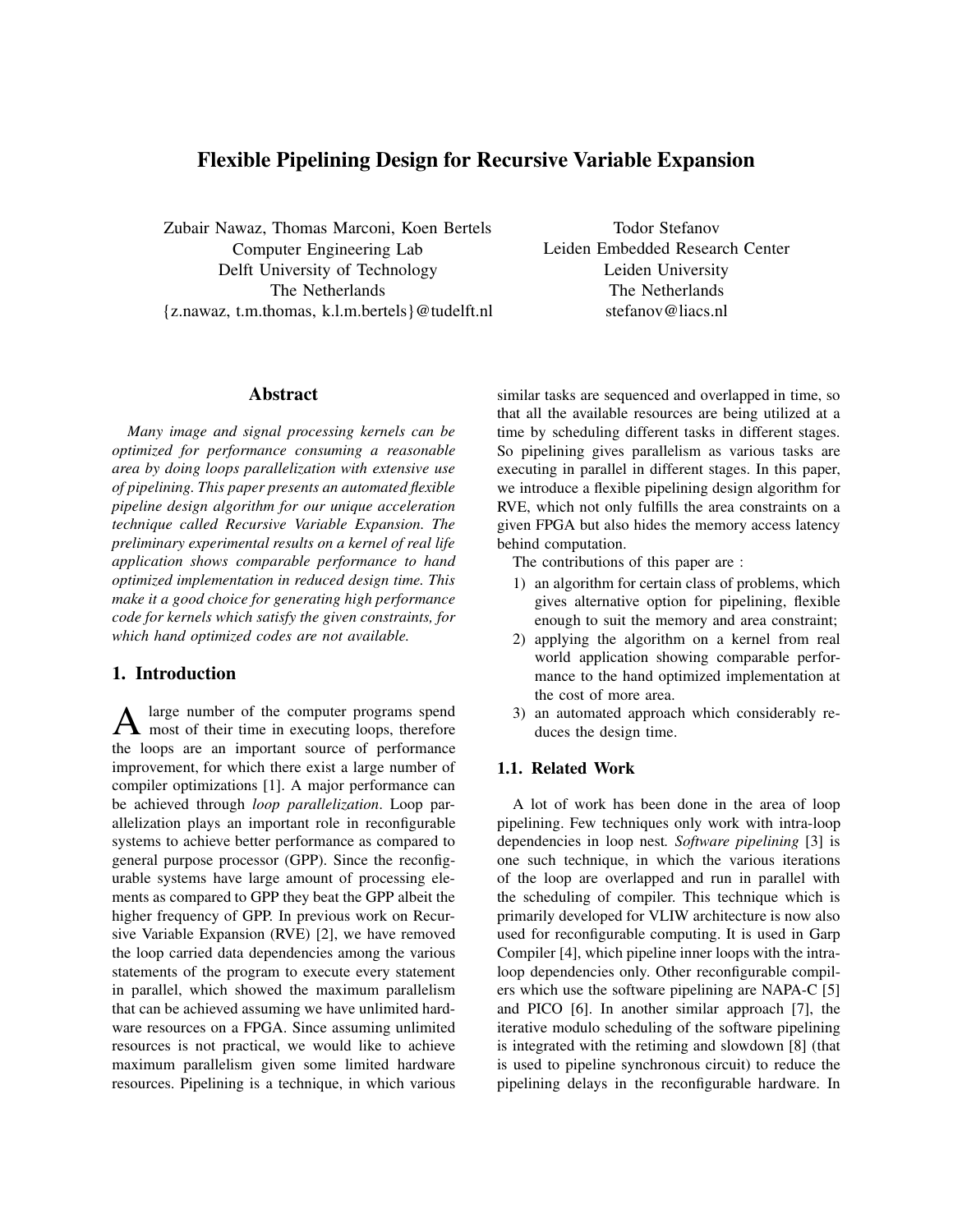# Flexible Pipelining Design for Recursive Variable Expansion

Zubair Nawaz, Thomas Marconi, Koen Bertels
Computer Engineering Lab
Delft University of Technology
The Netherlands
{z.nawaz, t.m.thomas, k.l.m.bertels}@tudelft.nl

Todor Stefanov
Leiden Embedded Research Center
Leiden University
The Netherlands
stefanov@liacs.nl

## Abstract

*Many image and signal processing kernels can be optimized for performance consuming a reasonable area by doing loops parallelization with extensive use of pipelining. This paper presents an automated flexible pipeline design algorithm for our unique acceleration technique called Recursive Variable Expansion. The preliminary experimental results on a kernel of real life application shows comparable performance to hand optimized implementation in reduced design time. This make it a good choice for generating high performance code for kernels which satisfy the given constraints, for which hand optimized codes are not available.*

## 1. Introduction

A large number of the computer programs spend most of their time in executing loops, therefore the loops are an important source of performance improvement, for which there exist a large number of compiler optimizations [1]. A major performance can be achieved through *loop parallelization*. Loop parallelization plays an important role in reconfigurable systems to achieve better performance as compared to general purpose processor (GPP). Since the reconfigurable systems have large amount of processing elements as compared to GPP they beat the GPP albeit the higher frequency of GPP. In previous work on Recursive Variable Expansion (RVE) [2], we have removed the loop carried data dependencies among the various statements of the program to execute every statement in parallel, which showed the maximum parallelism that can be achieved assuming we have unlimited hardware resources on a FPGA. Since assuming unlimited resources is not practical, we would like to achieve maximum parallelism given some limited hardware resources. Pipelining is a technique, in which various similar tasks are sequenced and overlapped in time, so that all the available resources are being utilized at a time by scheduling different tasks in different stages. So pipelining gives parallelism as various tasks are executing in parallel in different stages. In this paper, we introduce a flexible pipelining design algorithm for RVE, which not only fulfills the area constraints on a given FPGA but also hides the memory access latency behind computation.

The contributions of this paper are :

1) an algorithm for certain class of problems, which gives alternative option for pipelining, flexible enough to suit the memory and area constraint;
2) applying the algorithm on a kernel from real world application showing comparable performance to the hand optimized implementation at the cost of more area.
3) an automated approach which considerably reduces the design time.

### 1.1. Related Work

A lot of work has been done in the area of loop pipelining. Few techniques only work with intra-loop dependencies in loop nest. *Software pipelining* [3] is one such technique, in which the various iterations of the loop are overlapped and run in parallel with the scheduling of compiler. This technique which is primarily developed for VLIW architecture is now also used for reconfigurable computing. It is used in Garp Compiler [4], which pipeline inner loops with the intra-loop dependencies only. Other reconfigurable compilers which use the software pipelining are NAPA-C [5] and PICO [6]. In another similar approach [7], the iterative modulo scheduling of the software pipelining is integrated with the retiming and slowdown [8] (that is used to pipeline synchronous circuit) to reduce the pipelining delays in the reconfigurable hardware. In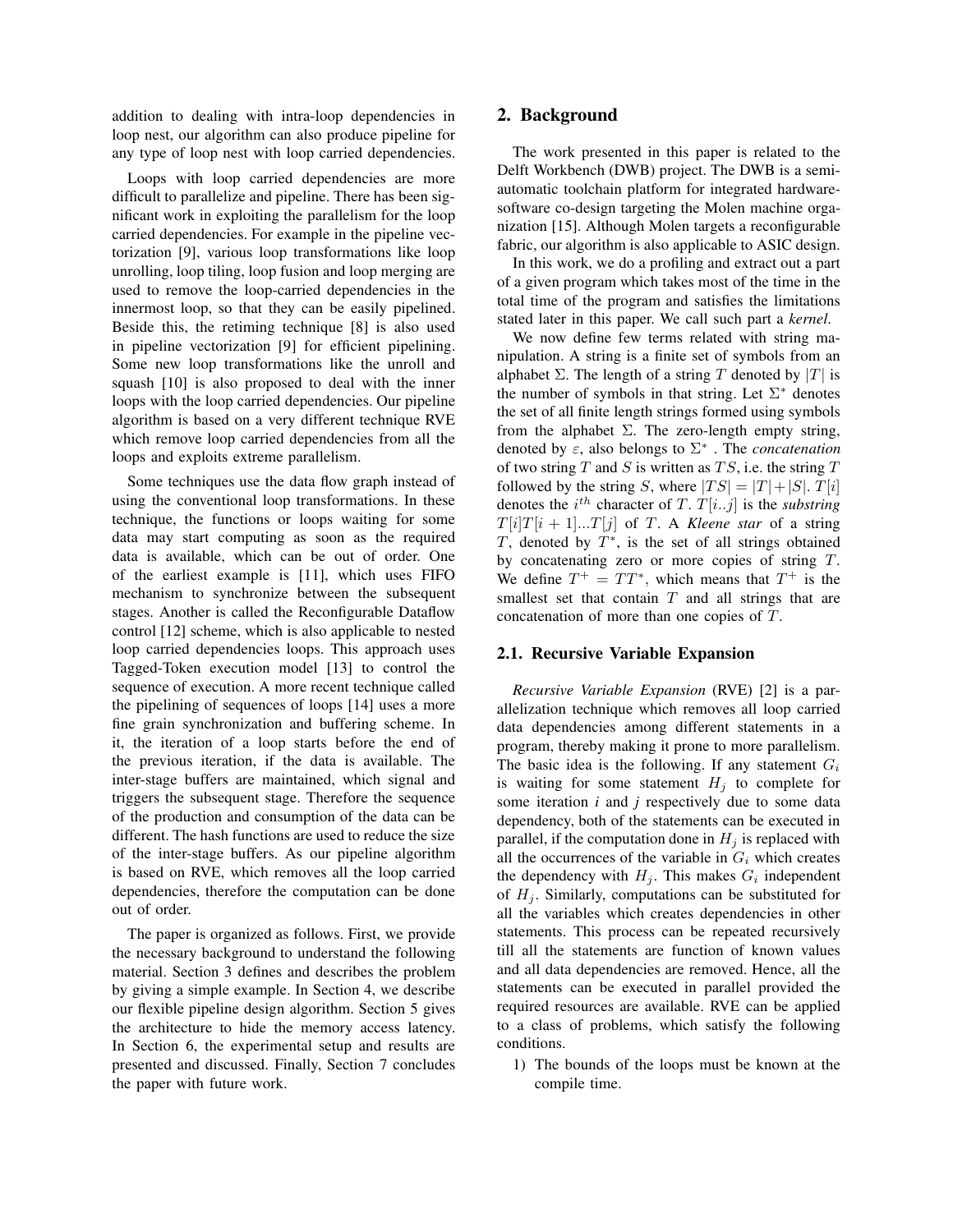addition to dealing with intra-loop dependencies in loop nest, our algorithm can also produce pipeline for any type of loop nest with loop carried dependencies.

Loops with loop carried dependencies are more difficult to parallelize and pipeline. There has been significant work in exploiting the parallelism for the loop carried dependencies. For example in the pipeline vectorization [9], various loop transformations like loop unrolling, loop tiling, loop fusion and loop merging are used to remove the loop-carried dependencies in the innermost loop, so that they can be easily pipelined. Beside this, the retiming technique [8] is also used in pipeline vectorization [9] for efficient pipelining. Some new loop transformations like the unroll and squash [10] is also proposed to deal with the inner loops with the loop carried dependencies. Our pipeline algorithm is based on a very different technique RVE which remove loop carried dependencies from all the loops and exploits extreme parallelism.

Some techniques use the data flow graph instead of using the conventional loop transformations. In these technique, the functions or loops waiting for some data may start computing as soon as the required data is available, which can be out of order. One of the earliest example is [11], which uses FIFO mechanism to synchronize between the subsequent stages. Another is called the Reconfigurable Dataflow control [12] scheme, which is also applicable to nested loop carried dependencies loops. This approach uses Tagged-Token execution model [13] to control the sequence of execution. A more recent technique called the pipelining of sequences of loops [14] uses a more fine grain synchronization and buffering scheme. In it, the iteration of a loop starts before the end of the previous iteration, if the data is available. The inter-stage buffers are maintained, which signal and triggers the subsequent stage. Therefore the sequence of the production and consumption of the data can be different. The hash functions are used to reduce the size of the inter-stage buffers. As our pipeline algorithm is based on RVE, which removes all the loop carried dependencies, therefore the computation can be done out of order.

The paper is organized as follows. First, we provide the necessary background to understand the following material. Section 3 defines and describes the problem by giving a simple example. In Section 4, we describe our flexible pipeline design algorithm. Section 5 gives the architecture to hide the memory access latency. In Section 6, the experimental setup and results are presented and discussed. Finally, Section 7 concludes the paper with future work.

## 2. Background

The work presented in this paper is related to the Delft Workbench (DWB) project. The DWB is a semi-automatic toolchain platform for integrated hardware-software co-design targeting the Molen machine organization [15]. Although Molen targets a reconfigurable fabric, our algorithm is also applicable to ASIC design.

In this work, we do a profiling and extract out a part of a given program which takes most of the time in the total time of the program and satisfies the limitations stated later in this paper. We call such part a *kernel*.

We now define few terms related with string manipulation. A string is a finite set of symbols from an alphabet $\Sigma$. The length of a string $T$ denoted by $|T|$ is the number of symbols in that string. Let $\Sigma^*$ denotes the set of all finite length strings formed using symbols from the alphabet $\Sigma$. The zero-length empty string, denoted by $\varepsilon$, also belongs to $\Sigma^*$ . The *concatenation* of two string $T$ and $S$ is written as $TS$, i.e. the string $T$ followed by the string $S$, where $|TS| = |T| + |S|$. $T[i]$ denotes the $i^{th}$ character of $T$. $T[i..j]$ is the *substring* $T[i]T[i+1]...T[j]$ of $T$. A ***Kleene star*** of a string $T$, denoted by $T^*$, is the set of all strings obtained by concatenating zero or more copies of string $T$. We define $T^+ = TT^*$, which means that $T^+$ is the smallest set that contain $T$ and all strings that are concatenation of more than one copies of $T$.

### 2.1. Recursive Variable Expansion

*Recursive Variable Expansion* (RVE) [2] is a parallelization technique which removes all loop carried data dependencies among different statements in a program, thereby making it prone to more parallelism. The basic idea is the following. If any statement $G_i$ is waiting for some statement $H_j$ to complete for some iteration *i* and *j* respectively due to some data dependency, both of the statements can be executed in parallel, if the computation done in $H_j$ is replaced with all the occurrences of the variable in $G_i$ which creates the dependency with $H_j$. This makes $G_i$ independent of $H_j$. Similarly, computations can be substituted for all the variables which creates dependencies in other statements. This process can be repeated recursively till all the statements are function of known values and all data dependencies are removed. Hence, all the statements can be executed in parallel provided the required resources are available. RVE can be applied to a class of problems, which satisfy the following conditions.

1) The bounds of the loops must be known at the compile time.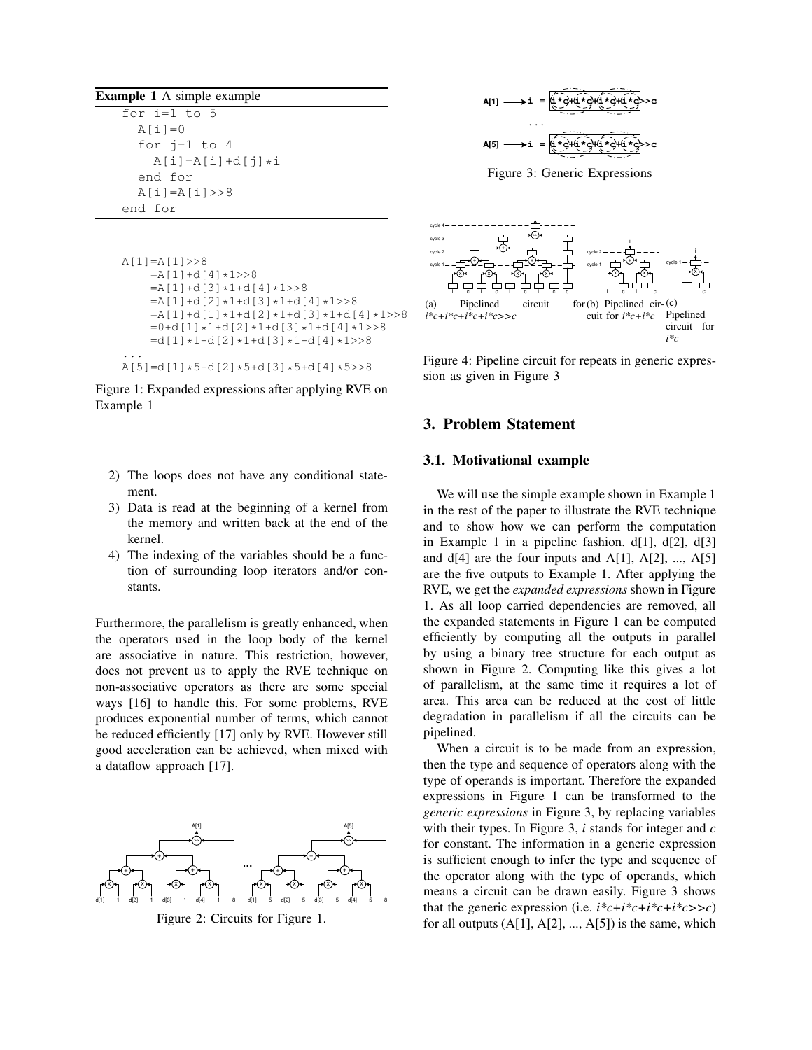**Example 1** A simple example

```
for i=1 to 5
  A[i]=0
  for j=1 to 4
    A[i]=A[i]+d[j]*i
  end for
  A[i]=A[i]>>8
end for
```

```
A[1]=A[1]>>8
    =A[1]+d[4]*1>>8
    =A[1]+d[3]*1+d[4]*1>>8
    =A[1]+d[2]*1+d[3]*1+d[4]*1>>8
    =A[1]+d[1]*1+d[2]*1+d[3]*1+d[4]*1>>8
    =0+d[1]*1+d[2]*1+d[3]*1+d[4]*1>>8
    =d[1]*1+d[2]*1+d[3]*1+d[4]*1>>8
...
A[5]=d[1]*5+d[2]*5+d[3]*5+d[4]*5>>8
```

Figure 1: Expanded expressions after applying RVE on Example 1

2) The loops does not have any conditional statement.
3) Data is read at the beginning of a kernel from the memory and written back at the end of the kernel.
4) The indexing of the variables should be a function of surrounding loop iterators and/or constants.

Furthermore, the parallelism is greatly enhanced, when the operators used in the loop body of the kernel are associative in nature. This restriction, however, does not prevent us to apply the RVE technique on non-associative operators as there are some special ways [16] to handle this. For some problems, RVE produces exponential number of terms, which cannot be reduced efficiently [17] only by RVE. However still good acceleration can be achieved, when mixed with a dataflow approach [17].

Figure 2: Circuits for Figure 1.

Figure 3: Generic Expressions

Figure 4: Pipeline circuit for repeats in generic expression as given in Figure 3. (a) Pipelined circuit for *i\*c+i\*c+i\*c+i\*c>>c* (b) Pipelined circuit for *i\*c+i\*c* (c) Pipelined circuit for *i\*c*

## 3. Problem Statement

### 3.1. Motivational example

We will use the simple example shown in Example 1 in the rest of the paper to illustrate the RVE technique and to show how we can perform the computation in Example 1 in a pipeline fashion. d[1], d[2], d[3] and d[4] are the four inputs and A[1], A[2], ..., A[5] are the five outputs to Example 1. After applying the RVE, we get the *expanded expressions* shown in Figure 1. As all loop carried dependencies are removed, all the expanded statements in Figure 1 can be computed efficiently by computing all the outputs in parallel by using a binary tree structure for each output as shown in Figure 2. Computing like this gives a lot of parallelism, at the same time it requires a lot of area. This area can be reduced at the cost of little degradation in parallelism if all the circuits can be pipelined.

When a circuit is to be made from an expression, then the type and sequence of operators along with the type of operands is important. Therefore the expanded expressions in Figure 1 can be transformed to the *generic expressions* in Figure 3, by replacing variables with their types. In Figure 3, *i* stands for integer and *c* for constant. The information in a generic expression is sufficient enough to infer the type and sequence of the operator along with the type of operands, which means a circuit can be drawn easily. Figure 3 shows that the generic expression (i.e. *i\*c+i\*c+i\*c+i\*c>>c*) for all outputs (A[1], A[2], ..., A[5]) is the same, which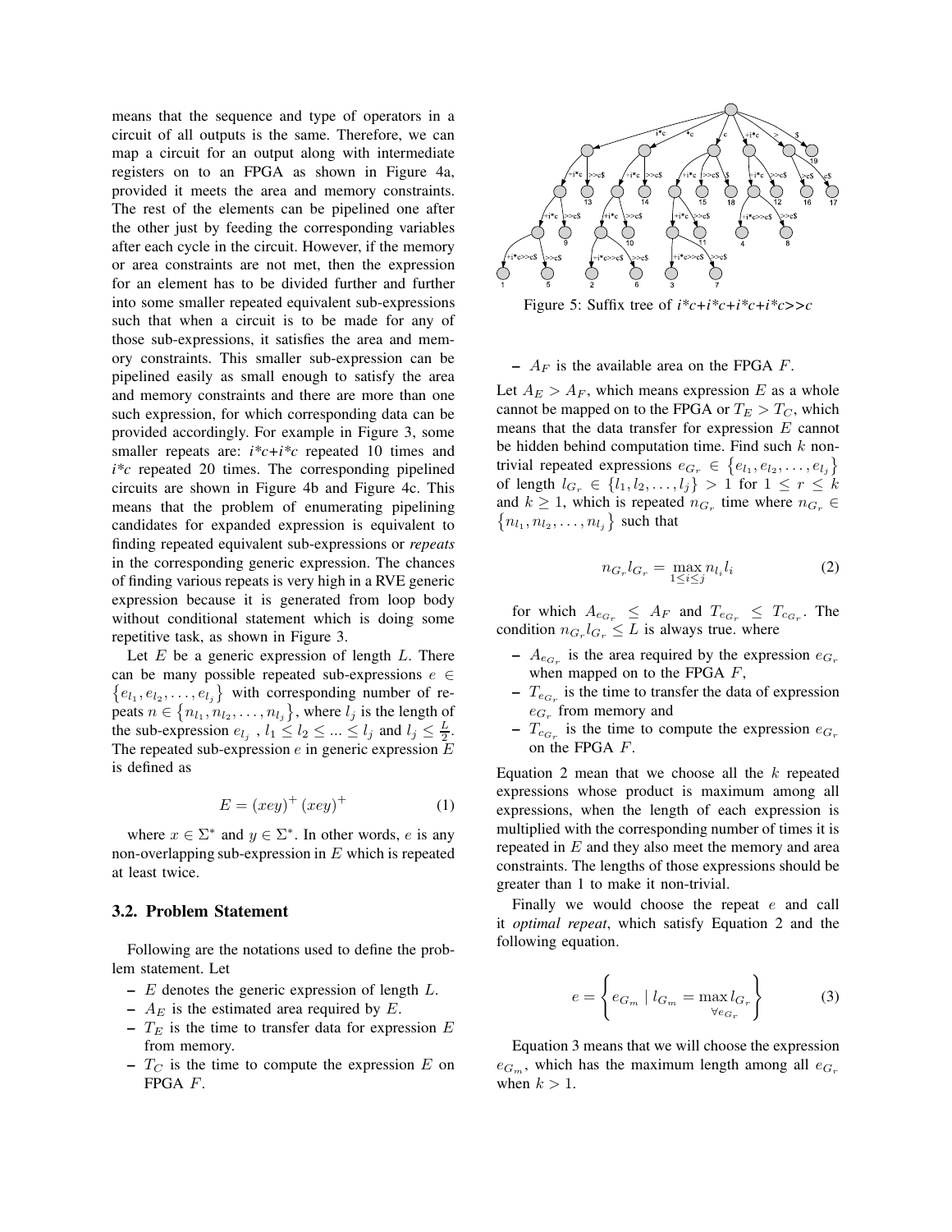means that the sequence and type of operators in a circuit of all outputs is the same. Therefore, we can map a circuit for an output along with intermediate registers on to an FPGA as shown in Figure 4a, provided it meets the area and memory constraints. The rest of the elements can be pipelined one after the other just by feeding the corresponding variables after each cycle in the circuit. However, if the memory or area constraints are not met, then the expression for an element has to be divided further and further into some smaller repeated equivalent sub-expressions such that when a circuit is to be made for any of those sub-expressions, it satisfies the area and memory constraints. This smaller sub-expression can be pipelined easily as small enough to satisfy the area and memory constraints and there are more than one such expression, for which corresponding data can be provided accordingly. For example in Figure 3, some smaller repeats are: *i*c+i*c* repeated 10 times and *i*c* repeated 20 times. The corresponding pipelined circuits are shown in Figure 4b and Figure 4c. This means that the problem of enumerating pipelining candidates for expanded expression is equivalent to finding repeated equivalent sub-expressions or *repeats* in the corresponding generic expression. The chances of finding various repeats is very high in a RVE generic expression because it is generated from loop body without conditional statement which is doing some repetitive task, as shown in Figure 3.

Let $E$ be a generic expression of length $L$. There can be many possible repeated sub-expressions $e \in \{e_{l_1}, e_{l_2}, \ldots, e_{l_j}\}$ with corresponding number of repeats $n \in \{n_{l_1}, n_{l_2}, \ldots, n_{l_j}\}$, where $l_j$ is the length of the sub-expression $e_{l_j}$ , $l_1 \leq l_2 \leq ... \leq l_j$ and $l_j \leq \frac{L}{2}$. The repeated sub-expression $e$ in generic expression $E$ is defined as

$$E = (xey)^{+} (xey)^{+} \tag{1}$$

where $x \in \Sigma^*$ and $y \in \Sigma^*$. In other words, $e$ is any non-overlapping sub-expression in $E$ which is repeated at least twice.

### 3.2. Problem Statement

Following are the notations used to define the problem statement. Let

- $E$ denotes the generic expression of length $L$.
- $A_E$ is the estimated area required by $E$.
- $T_E$ is the time to transfer data for expression $E$ from memory.
- $T_C$ is the time to compute the expression $E$ on FPGA $F$.
- $A_F$ is the available area on the FPGA $F$.

Let $A_E > A_F$, which means expression $E$ as a whole cannot be mapped on to the FPGA or $T_E > T_C$, which means that the data transfer for expression $E$ cannot be hidden behind computation time. Find such $k$ non-trivial repeated expressions $e_{G_r} \in \{e_{l_1}, e_{l_2}, \ldots, e_{l_j}\}$ of length $l_{G_r} \in \{l_1, l_2, \ldots, l_j\} > 1$ for $1 \leq r \leq k$ and $k \geq 1$, which is repeated $n_{G_r}$ time where $n_{G_r} \in \{n_{l_1}, n_{l_2}, \ldots, n_{l_j}\}$ such that

$$n_{G_r} l_{G_r} = \max_{1 \leq i \leq j} n_{l_i} l_i \tag{2}$$

for which $A_{e_{G_r}} \leq A_F$ and $T_{e_{G_r}} \leq T_{c_{G_r}}$. The condition $n_{G_r} l_{G_r} \leq L$ is always true. where

- $A_{e_{G_r}}$ is the area required by the expression $e_{G_r}$ when mapped on to the FPGA $F$,
- $T_{e_{G_r}}$ is the time to transfer the data of expression $e_{G_r}$ from memory and
- $T_{c_{G_r}}$ is the time to compute the expression $e_{G_r}$ on the FPGA $F$.

Equation 2 mean that we choose all the $k$ repeated expressions whose product is maximum among all expressions, when the length of each expression is multiplied with the corresponding number of times it is repeated in $E$ and they also meet the memory and area constraints. The lengths of those expressions should be greater than 1 to make it non-trivial.

Finally we would choose the repeat $e$ and call it *optimal repeat*, which satisfy Equation 2 and the following equation.

$$e = \left\{ e_{G_m} \mid l_{G_m} = \max_{\forall e_{G_r}} l_{G_r} \right\} \tag{3}$$

Equation 3 means that we will choose the expression $e_{G_m}$, which has the maximum length among all $e_{G_r}$ when $k > 1$.

Figure 5: Suffix tree of *i*c+i*c+i*c+i*c>>c*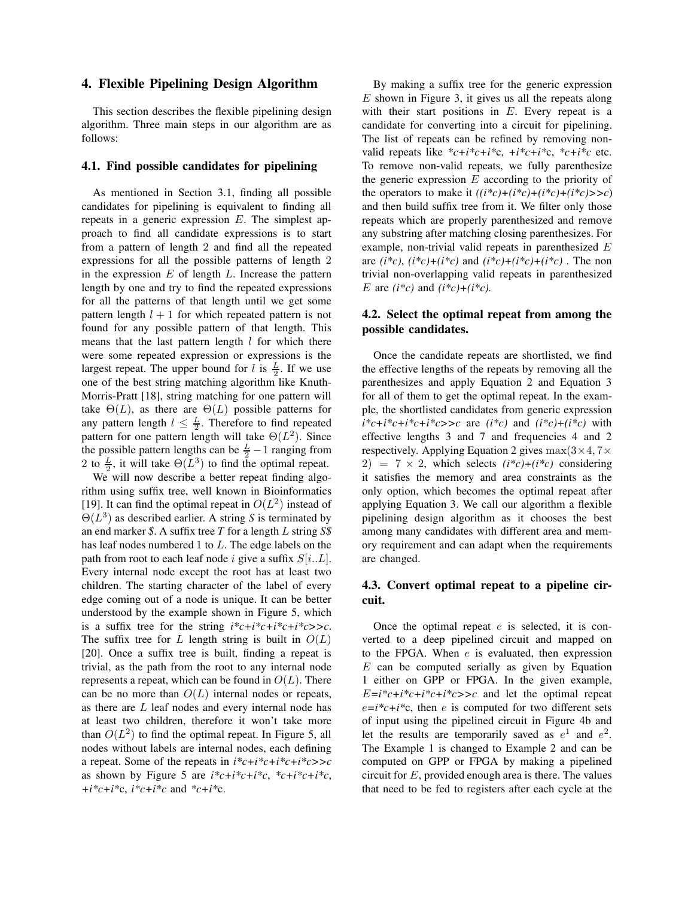## 4. Flexible Pipelining Design Algorithm

This section describes the flexible pipelining design algorithm. Three main steps in our algorithm are as follows:

### 4.1. Find possible candidates for pipelining

As mentioned in Section 3.1, finding all possible candidates for pipelining is equivalent to finding all repeats in a generic expression $E$. The simplest approach to find all candidate expressions is to start from a pattern of length 2 and find all the repeated expressions for all the possible patterns of length 2 in the expression $E$ of length $L$. Increase the pattern length by one and try to find the repeated expressions for all the patterns of that length until we get some pattern length $l+1$ for which repeated pattern is not found for any possible pattern of that length. This means that the last pattern length $l$ for which there were some repeated expression or expressions is the largest repeat. The upper bound for $l$ is $\frac{L}{2}$. If we use one of the best string matching algorithm like Knuth-Morris-Pratt [18], string matching for one pattern will take $\Theta(L)$, as there are $\Theta(L)$ possible patterns for any pattern length $l \leq \frac{L}{2}$. Therefore to find repeated pattern for one pattern length will take $\Theta(L^2)$. Since the possible pattern lengths can be $\frac{L}{2}-1$ ranging from 2 to $\frac{L}{2}$, it will take $\Theta(L^3)$ to find the optimal repeat.

We will now describe a better repeat finding algorithm using suffix tree, well known in Bioinformatics [19]. It can find the optimal repeat in $O(L^2)$ instead of $\Theta(L^3)$ as described earlier. A string *S* is terminated by an end marker *$*. A suffix tree *T* for a length *L* string *S$* has leaf nodes numbered 1 to $L$. The edge labels on the path from root to each leaf node $i$ give a suffix $S[i..L]$. Every internal node except the root has at least two children. The starting character of the label of every edge coming out of a node is unique. It can be better understood by the example shown in Figure 5, which is a suffix tree for the string *i\*c+i\*c+i\*c+i\*c>>c*. The suffix tree for $L$ length string is built in $O(L)$ [20]. Once a suffix tree is built, finding a repeat is trivial, as the path from the root to any internal node represents a repeat, which can be found in $O(L)$. There can be no more than $O(L)$ internal nodes or repeats, as there are $L$ leaf nodes and every internal node has at least two children, therefore it won't take more than $O(L^2)$ to find the optimal repeat. In Figure 5, all nodes without labels are internal nodes, each defining a repeat. Some of the repeats in *i\*c+i\*c+i\*c+i\*c>>c* as shown by Figure 5 are *i\*c+i\*c+i\*c*, *\*c+i\*c+i\*c*, *+i\*c+i\*c*, *i\*c+i\*c* and *\*c+i\*c*.

By making a suffix tree for the generic expression $E$ shown in Figure 3, it gives us all the repeats along with their start positions in $E$. Every repeat is a candidate for converting into a circuit for pipelining. The list of repeats can be refined by removing non-valid repeats like *\*c+i\*c+i\*c*, *+i\*c+i\*c*, *\*c+i\*c* etc. To remove non-valid repeats, we fully parenthesize the generic expression $E$ according to the priority of the operators to make it *((i\*c)+(i\*c)+(i\*c)+(i\*c)>>c)* and then build suffix tree from it. We filter only those repeats which are properly parenthesized and remove any substring after matching closing parenthesizes. For example, non-trivial valid repeats in parenthesized $E$ are *(i\*c)*, *(i\*c)+(i\*c)* and *(i\*c)+(i\*c)+(i\*c)* . The non trivial non-overlapping valid repeats in parenthesized $E$ are *(i\*c)* and *(i\*c)+(i\*c)*.

### 4.2. Select the optimal repeat from among the possible candidates.

Once the candidate repeats are shortlisted, we find the effective lengths of the repeats by removing all the parenthesizes and apply Equation 2 and Equation 3 for all of them to get the optimal repeat. In the example, the shortlisted candidates from generic expression *i\*c+i\*c+i\*c+i\*c>>c* are *(i\*c)* and *(i\*c)+(i\*c)* with effective lengths 3 and 7 and frequencies 4 and 2 respectively. Applying Equation 2 gives $\max(3\times 4, 7\times 2) = 7\times 2$, which selects *(i\*c)+(i\*c)* considering it satisfies the memory and area constraints as the only option, which becomes the optimal repeat after applying Equation 3. We call our algorithm a flexible pipelining design algorithm as it chooses the best among many candidates with different area and memory requirement and can adapt when the requirements are changed.

### 4.3. Convert optimal repeat to a pipeline circuit.

Once the optimal repeat $e$ is selected, it is converted to a deep pipelined circuit and mapped on to the FPGA. When $e$ is evaluated, then expression $E$ can be computed serially as given by Equation 1 either on GPP or FPGA. In the given example, *E=i\*c+i\*c+i\*c+i\*c>>c* and let the optimal repeat *e=i\*c+i\*c*, then $e$ is computed for two different sets of input using the pipelined circuit in Figure 4b and let the results are temporarily saved as $e^1$ and $e^2$. The Example 1 is changed to Example 2 and can be computed on GPP or FPGA by making a pipelined circuit for $E$, provided enough area is there. The values that need to be fed to registers after each cycle at the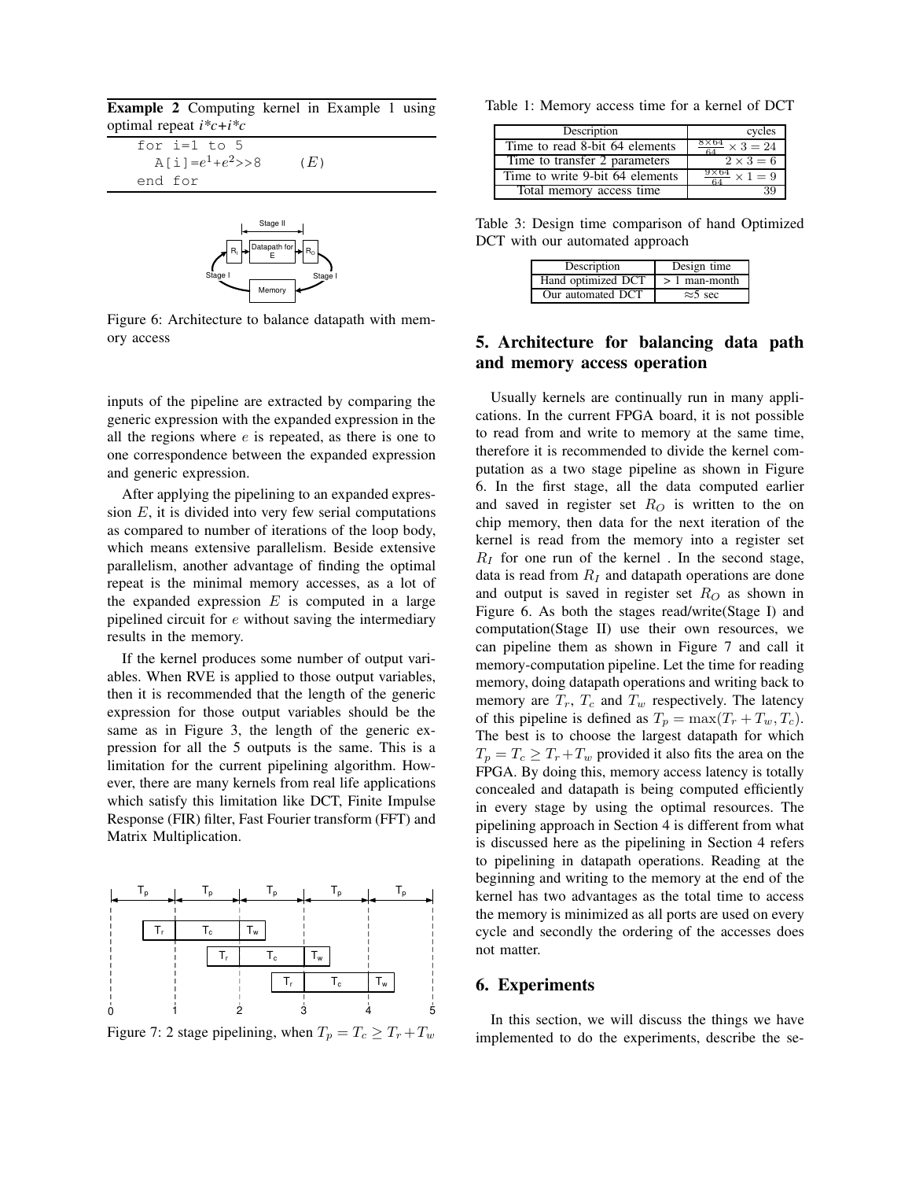**Example 2** Computing kernel in Example 1 using optimal repeat *i\*c+i\*c*

```
for i=1 to 5
  A[i]=e^1+e^2>>8      (E)
end for
```

Figure 6: Architecture to balance datapath with memory access

inputs of the pipeline are extracted by comparing the generic expression with the expanded expression in the all the regions where $e$ is repeated, as there is one to one correspondence between the expanded expression and generic expression.

After applying the pipelining to an expanded expression $E$, it is divided into very few serial computations as compared to number of iterations of the loop body, which means extensive parallelism. Beside extensive parallelism, another advantage of finding the optimal repeat is the minimal memory accesses, as a lot of the expanded expression $E$ is computed in a large pipelined circuit for $e$ without saving the intermediary results in the memory.

If the kernel produces some number of output variables. When RVE is applied to those output variables, then it is recommended that the length of the generic expression for those output variables should be the same as in Figure 3, the length of the generic expression for all the 5 outputs is the same. This is a limitation for the current pipelining algorithm. However, there are many kernels from real life applications which satisfy this limitation like DCT, Finite Impulse Response (FIR) filter, Fast Fourier transform (FFT) and Matrix Multiplication.

Figure 7: 2 stage pipelining, when $T_p = T_c \geq T_r + T_w$

Table 1: Memory access time for a kernel of DCT

| Description | cycles |
|---|---|
| Time to read 8-bit 64 elements | $\frac{8\times 64}{64} \times 3 = 24$ |
| Time to transfer 2 parameters | $2 \times 3 = 6$ |
| Time to write 9-bit 64 elements | $\frac{9\times 64}{64} \times 1 = 9$ |
| Total memory access time | 39 |

Table 3: Design time comparison of hand Optimized DCT with our automated approach

| Description | Design time |
|---|---|
| Hand optimized DCT | > 1 man-month |
| Our automated DCT | ≈5 sec |

## 5. Architecture for balancing data path and memory access operation

Usually kernels are continually run in many applications. In the current FPGA board, it is not possible to read from and write to memory at the same time, therefore it is recommended to divide the kernel computation as a two stage pipeline as shown in Figure 6. In the first stage, all the data computed earlier and saved in register set $R_O$ is written to the on chip memory, then data for the next iteration of the kernel is read from the memory into a register set $R_I$ for one run of the kernel . In the second stage, data is read from $R_I$ and datapath operations are done and output is saved in register set $R_O$ as shown in Figure 6. As both the stages read/write(Stage I) and computation(Stage II) use their own resources, we can pipeline them as shown in Figure 7 and call it memory-computation pipeline. Let the time for reading memory, doing datapath operations and writing back to memory are $T_r$, $T_c$ and $T_w$ respectively. The latency of this pipeline is defined as $T_p = \max(T_r + T_w, T_c)$. The best is to choose the largest datapath for which $T_p = T_c \geq T_r + T_w$ provided it also fits the area on the FPGA. By doing this, memory access latency is totally concealed and datapath is being computed efficiently in every stage by using the optimal resources. The pipelining approach in Section 4 is different from what is discussed here as the pipelining in Section 4 refers to pipelining in datapath operations. Reading at the beginning and writing to the memory at the end of the kernel has two advantages as the total time to access the memory is minimized as all ports are used on every cycle and secondly the ordering of the accesses does not matter.

## 6. Experiments

In this section, we will discuss the things we have implemented to do the experiments, describe the se-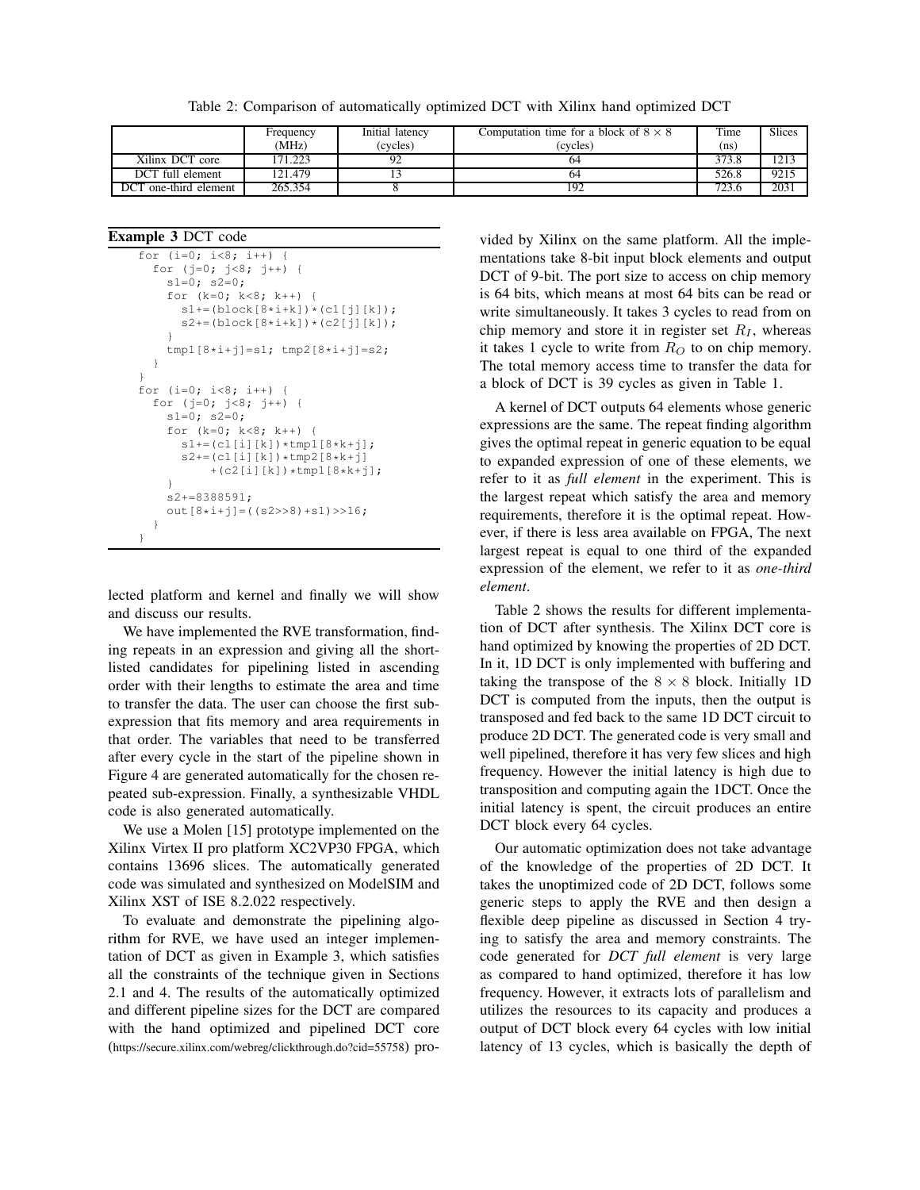Table 2: Comparison of automatically optimized DCT with Xilinx hand optimized DCT

| | Frequency (MHz) | Initial latency (cycles) | Computation time for a block of $8 \times 8$ (cycles) | Time (ns) | Slices |
|---|---|---|---|---|---|
| Xilinx DCT core | 171.223 | 92 | 64 | 373.8 | 1213 |
| DCT full element | 121.479 | 13 | 64 | 526.8 | 9215 |
| DCT one-third element | 265.354 | 8 | 192 | 723.6 | 2031 |

**Example 3** DCT code

```
for (i=0; i<8; i++) {
  for (j=0; j<8; j++) {
    s1=0; s2=0;
    for (k=0; k<8; k++) {
      s1+=(block[8*i+k])*(c1[j][k]);
      s2+=(block[8*i+k])*(c2[j][k]);
    }
    tmp1[8*i+j]=s1; tmp2[8*i+j]=s2;
  }
}
for (i=0; i<8; i++) {
  for (j=0; j<8; j++) {
    s1=0; s2=0;
    for (k=0; k<8; k++) {
      s1+=(c1[i][k])*tmp1[8*k+j];
      s2+=(c1[i][k])*tmp2[8*k+j]
          +(c2[i][k])*tmp1[8*k+j];
    }
    s2+=8388591;
    out[8*i+j]=((s2>>8)+s1)>>16;
  }
}
```

lected platform and kernel and finally we will show and discuss our results.

We have implemented the RVE transformation, finding repeats in an expression and giving all the shortlisted candidates for pipelining listed in ascending order with their lengths to estimate the area and time to transfer the data. The user can choose the first subexpression that fits memory and area requirements in that order. The variables that need to be transferred after every cycle in the start of the pipeline shown in Figure 4 are generated automatically for the chosen repeated sub-expression. Finally, a synthesizable VHDL code is also generated automatically.

We use a Molen [15] prototype implemented on the Xilinx Virtex II pro platform XC2VP30 FPGA, which contains 13696 slices. The automatically generated code was simulated and synthesized on ModelSIM and Xilinx XST of ISE 8.2.022 respectively.

To evaluate and demonstrate the pipelining algorithm for RVE, we have used an integer implementation of DCT as given in Example 3, which satisfies all the constraints of the technique given in Sections 2.1 and 4. The results of the automatically optimized and different pipeline sizes for the DCT are compared with the hand optimized and pipelined DCT core (https://secure.xilinx.com/webreg/clickthrough.do?cid=55758) provided by Xilinx on the same platform. All the implementations take 8-bit input block elements and output DCT of 9-bit. The port size to access on chip memory is 64 bits, which means at most 64 bits can be read or write simultaneously. It takes 3 cycles to read from on chip memory and store it in register set $R_I$, whereas it takes 1 cycle to write from $R_O$ to on chip memory. The total memory access time to transfer the data for a block of DCT is 39 cycles as given in Table 1.

A kernel of DCT outputs 64 elements whose generic expressions are the same. The repeat finding algorithm gives the optimal repeat in generic equation to be equal to expanded expression of one of these elements, we refer to it as *full element* in the experiment. This is the largest repeat which satisfy the area and memory requirements, therefore it is the optimal repeat. However, if there is less area available on FPGA, The next largest repeat is equal to one third of the expanded expression of the element, we refer to it as *one-third element*.

Table 2 shows the results for different implementation of DCT after synthesis. The Xilinx DCT core is hand optimized by knowing the properties of 2D DCT. In it, 1D DCT is only implemented with buffering and taking the transpose of the $8 \times 8$ block. Initially 1D DCT is computed from the inputs, then the output is transposed and fed back to the same 1D DCT circuit to produce 2D DCT. The generated code is very small and well pipelined, therefore it has very few slices and high frequency. However the initial latency is high due to transposition and computing again the 1DCT. Once the initial latency is spent, the circuit produces an entire DCT block every 64 cycles.

Our automatic optimization does not take advantage of the knowledge of the properties of 2D DCT. It takes the unoptimized code of 2D DCT, follows some generic steps to apply the RVE and then design a flexible deep pipeline as discussed in Section 4 trying to satisfy the area and memory constraints. The code generated for *DCT full element* is very large as compared to hand optimized, therefore it has low frequency. However, it extracts lots of parallelism and utilizes the resources to its capacity and produces a output of DCT block every 64 cycles with low initial latency of 13 cycles, which is basically the depth of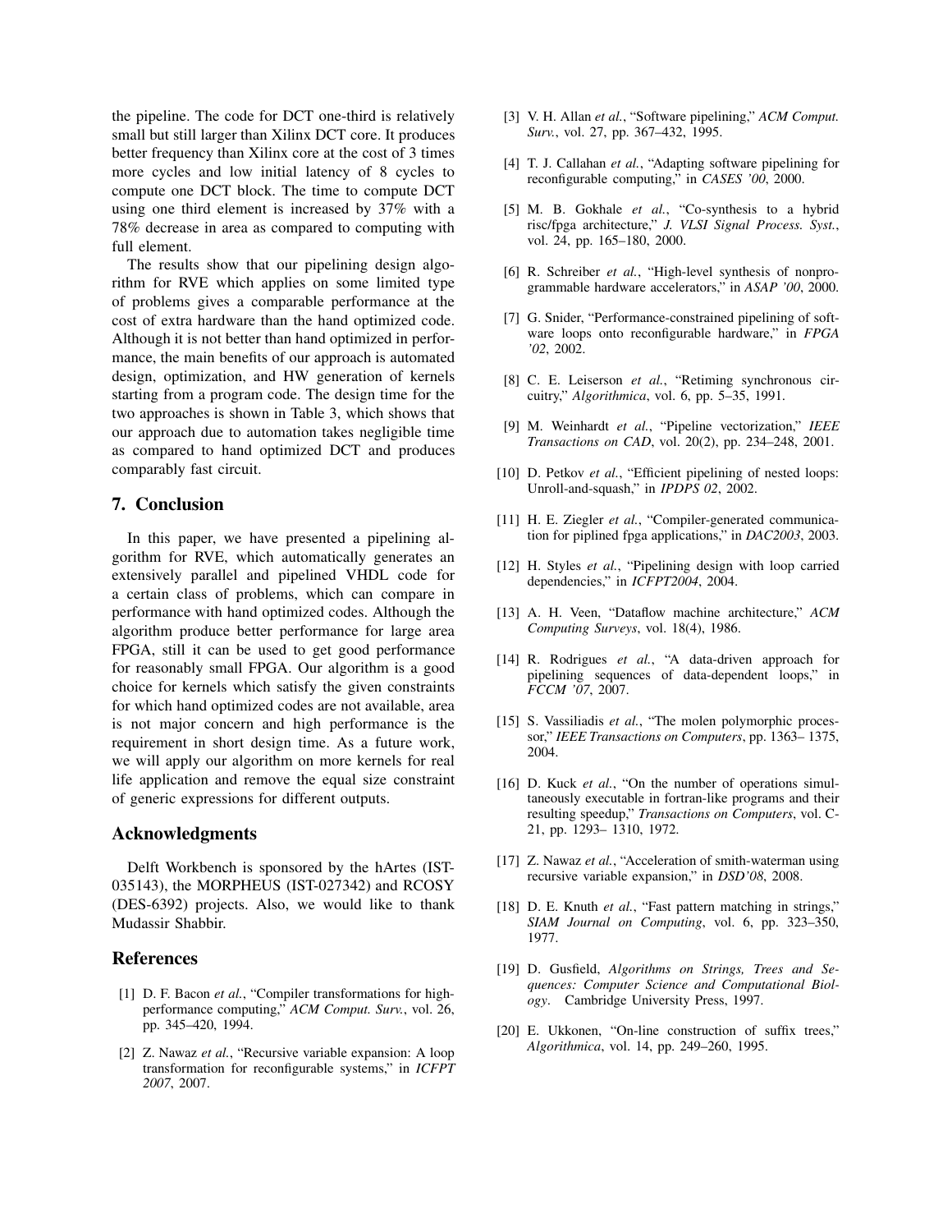the pipeline. The code for DCT one-third is relatively small but still larger than Xilinx DCT core. It produces better frequency than Xilinx core at the cost of 3 times more cycles and low initial latency of 8 cycles to compute one DCT block. The time to compute DCT using one third element is increased by 37% with a 78% decrease in area as compared to computing with full element.

The results show that our pipelining design algorithm for RVE which applies on some limited type of problems gives a comparable performance at the cost of extra hardware than the hand optimized code. Although it is not better than hand optimized in performance, the main benefits of our approach is automated design, optimization, and HW generation of kernels starting from a program code. The design time for the two approaches is shown in Table 3, which shows that our approach due to automation takes negligible time as compared to hand optimized DCT and produces comparably fast circuit.

## 7. Conclusion

In this paper, we have presented a pipelining algorithm for RVE, which automatically generates an extensively parallel and pipelined VHDL code for a certain class of problems, which can compare in performance with hand optimized codes. Although the algorithm produce better performance for large area FPGA, still it can be used to get good performance for reasonably small FPGA. Our algorithm is a good choice for kernels which satisfy the given constraints for which hand optimized codes are not available, area is not major concern and high performance is the requirement in short design time. As a future work, we will apply our algorithm on more kernels for real life application and remove the equal size constraint of generic expressions for different outputs.

## Acknowledgments

Delft Workbench is sponsored by the hArtes (IST-035143), the MORPHEUS (IST-027342) and RCOSY (DES-6392) projects. Also, we would like to thank Mudassir Shabbir.

## References

[1] D. F. Bacon *et al.*, "Compiler transformations for high-performance computing," *ACM Comput. Surv.*, vol. 26, pp. 345–420, 1994.

[2] Z. Nawaz *et al.*, "Recursive variable expansion: A loop transformation for reconfigurable systems," in *ICFPT 2007*, 2007.

[3] V. H. Allan *et al.*, "Software pipelining," *ACM Comput. Surv.*, vol. 27, pp. 367–432, 1995.

[4] T. J. Callahan *et al.*, "Adapting software pipelining for reconfigurable computing," in *CASES '00*, 2000.

[5] M. B. Gokhale *et al.*, "Co-synthesis to a hybrid risc/fpga architecture," *J. VLSI Signal Process. Syst.*, vol. 24, pp. 165–180, 2000.

[6] R. Schreiber *et al.*, "High-level synthesis of nonprogrammable hardware accelerators," in *ASAP '00*, 2000.

[7] G. Snider, "Performance-constrained pipelining of software loops onto reconfigurable hardware," in *FPGA '02*, 2002.

[8] C. E. Leiserson *et al.*, "Retiming synchronous circuitry," *Algorithmica*, vol. 6, pp. 5–35, 1991.

[9] M. Weinhardt *et al.*, "Pipeline vectorization," *IEEE Transactions on CAD*, vol. 20(2), pp. 234–248, 2001.

[10] D. Petkov *et al.*, "Efficient pipelining of nested loops: Unroll-and-squash," in *IPDPS 02*, 2002.

[11] H. E. Ziegler *et al.*, "Compiler-generated communication for piplined fpga applications," in *DAC2003*, 2003.

[12] H. Styles *et al.*, "Pipelining design with loop carried dependencies," in *ICFPT2004*, 2004.

[13] A. H. Veen, "Dataflow machine architecture," *ACM Computing Surveys*, vol. 18(4), 1986.

[14] R. Rodrigues *et al.*, "A data-driven approach for pipelining sequences of data-dependent loops," in *FCCM '07*, 2007.

[15] S. Vassiliadis *et al.*, "The molen polymorphic processor," *IEEE Transactions on Computers*, pp. 1363– 1375, 2004.

[16] D. Kuck *et al.*, "On the number of operations simultaneously executable in fortran-like programs and their resulting speedup," *Transactions on Computers*, vol. C-21, pp. 1293– 1310, 1972.

[17] Z. Nawaz *et al.*, "Acceleration of smith-waterman using recursive variable expansion," in *DSD'08*, 2008.

[18] D. E. Knuth *et al.*, "Fast pattern matching in strings," *SIAM Journal on Computing*, vol. 6, pp. 323–350, 1977.

[19] D. Gusfield, *Algorithms on Strings, Trees and Sequences: Computer Science and Computational Biology*. Cambridge University Press, 1997.

[20] E. Ukkonen, "On-line construction of suffix trees," *Algorithmica*, vol. 14, pp. 249–260, 1995.